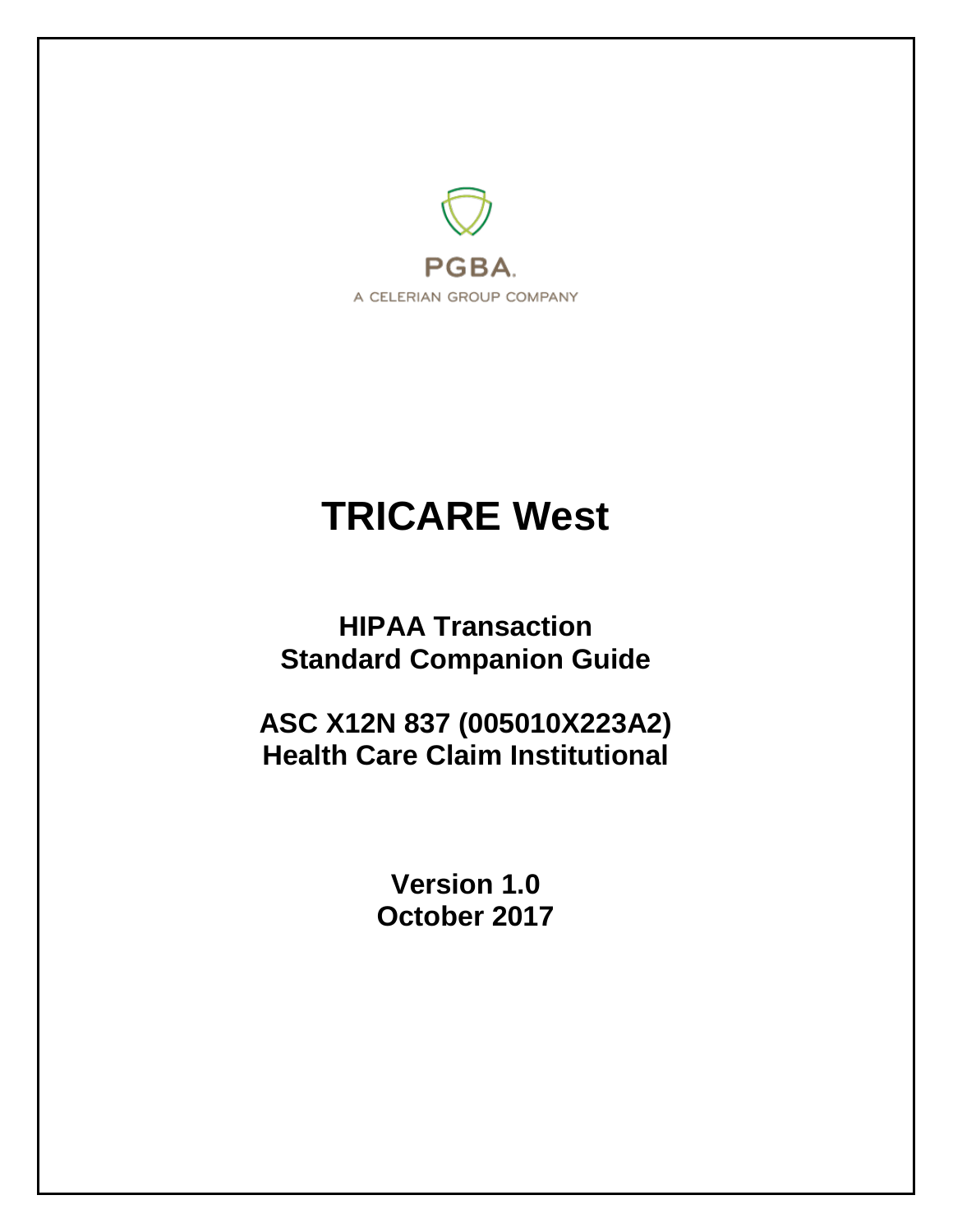PGBA.

A CELERIAN GROUP COMPANY

# TRICARE West

## HIPAA Transaction Standard Companion Guide

## ASC X12N 837 (005010X223A2) Health Care Claim Institutional

**Version 1.0**
**October 2017**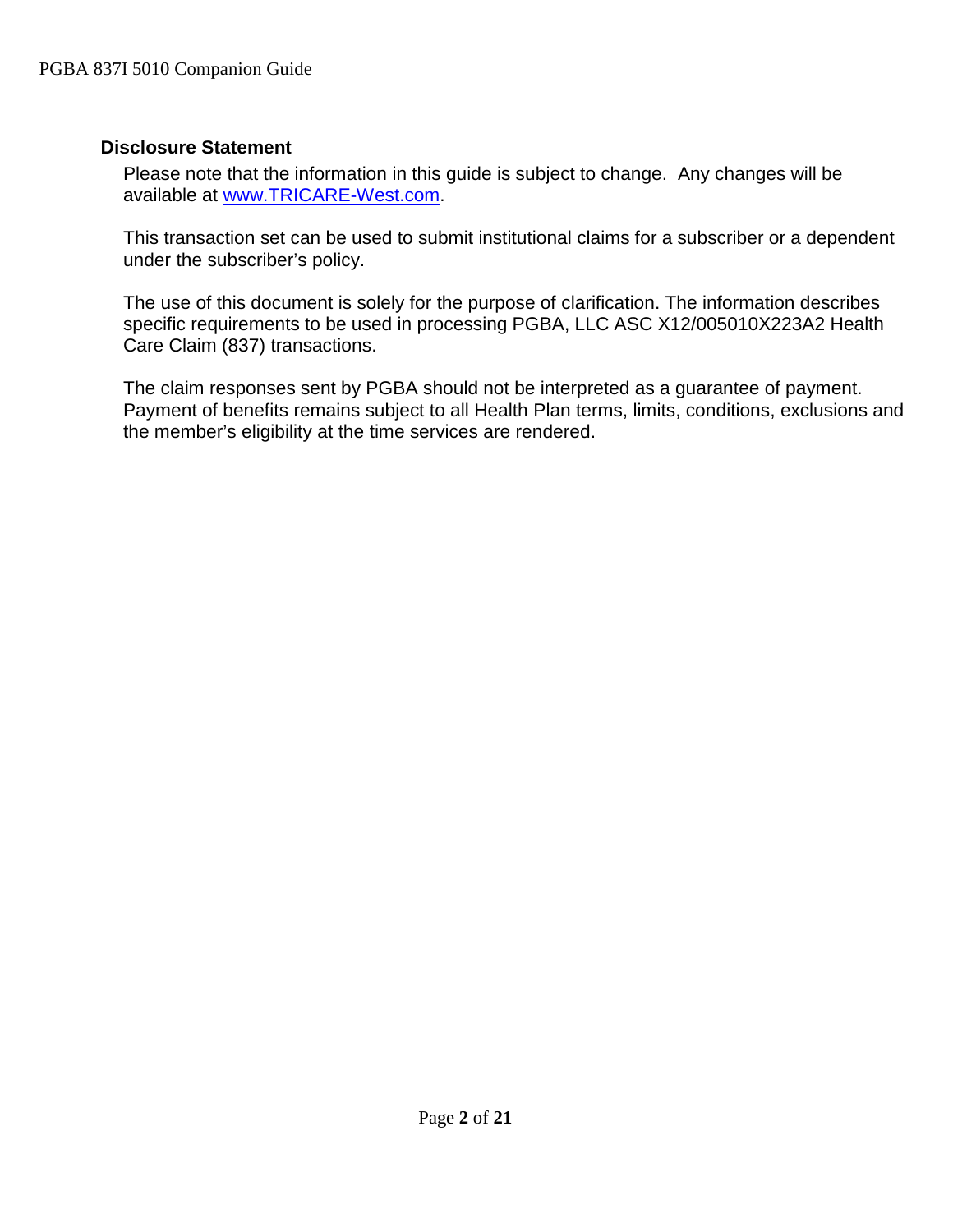## Disclosure Statement

Please note that the information in this guide is subject to change. Any changes will be available at [www.TRICARE-West.com](http://www.TRICARE-West.com).

This transaction set can be used to submit institutional claims for a subscriber or a dependent under the subscriber's policy.

The use of this document is solely for the purpose of clarification. The information describes specific requirements to be used in processing PGBA, LLC ASC X12/005010X223A2 Health Care Claim (837) transactions.

The claim responses sent by PGBA should not be interpreted as a guarantee of payment. Payment of benefits remains subject to all Health Plan terms, limits, conditions, exclusions and the member's eligibility at the time services are rendered.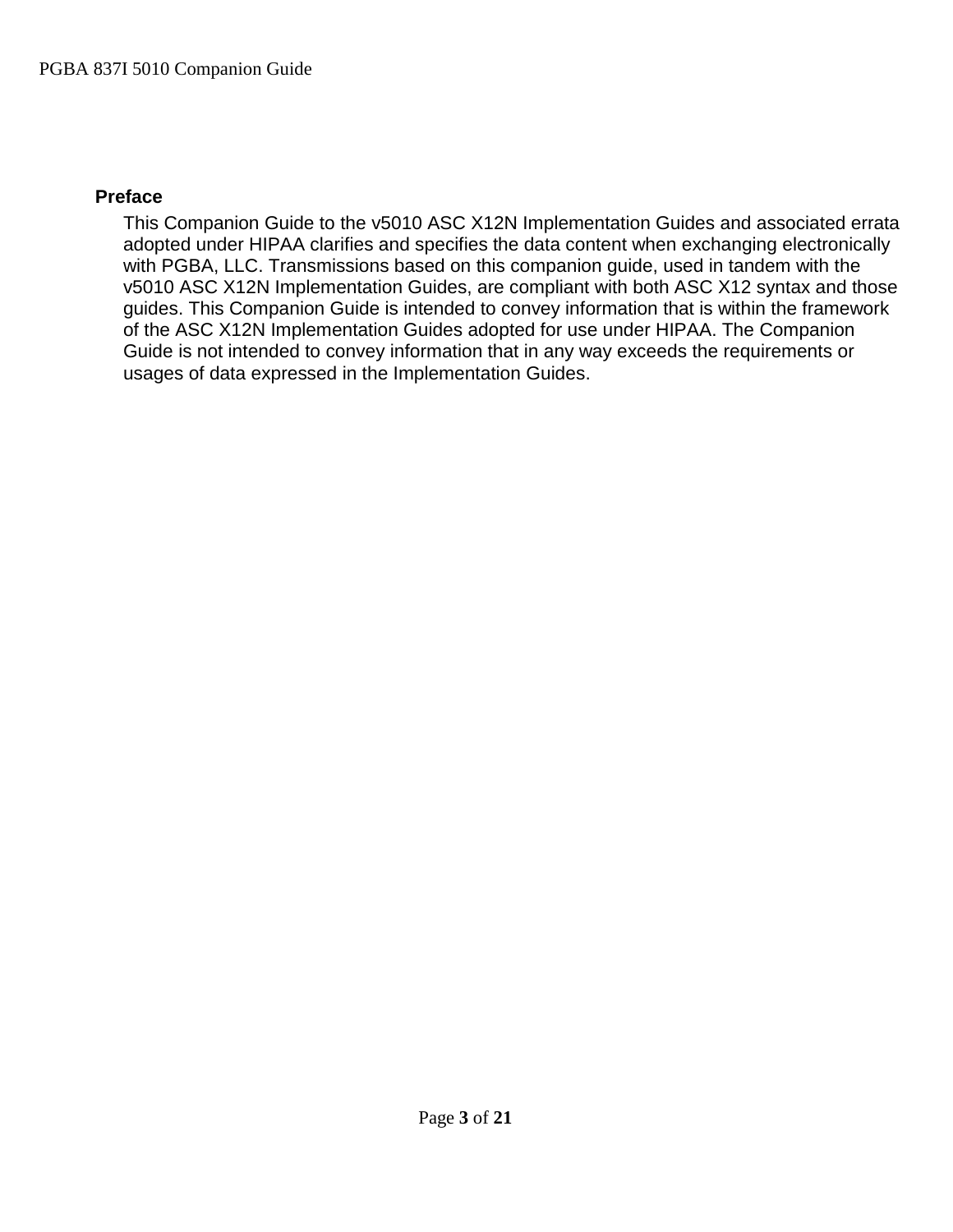## Preface

This Companion Guide to the v5010 ASC X12N Implementation Guides and associated errata adopted under HIPAA clarifies and specifies the data content when exchanging electronically with PGBA, LLC. Transmissions based on this companion guide, used in tandem with the v5010 ASC X12N Implementation Guides, are compliant with both ASC X12 syntax and those guides. This Companion Guide is intended to convey information that is within the framework of the ASC X12N Implementation Guides adopted for use under HIPAA. The Companion Guide is not intended to convey information that in any way exceeds the requirements or usages of data expressed in the Implementation Guides.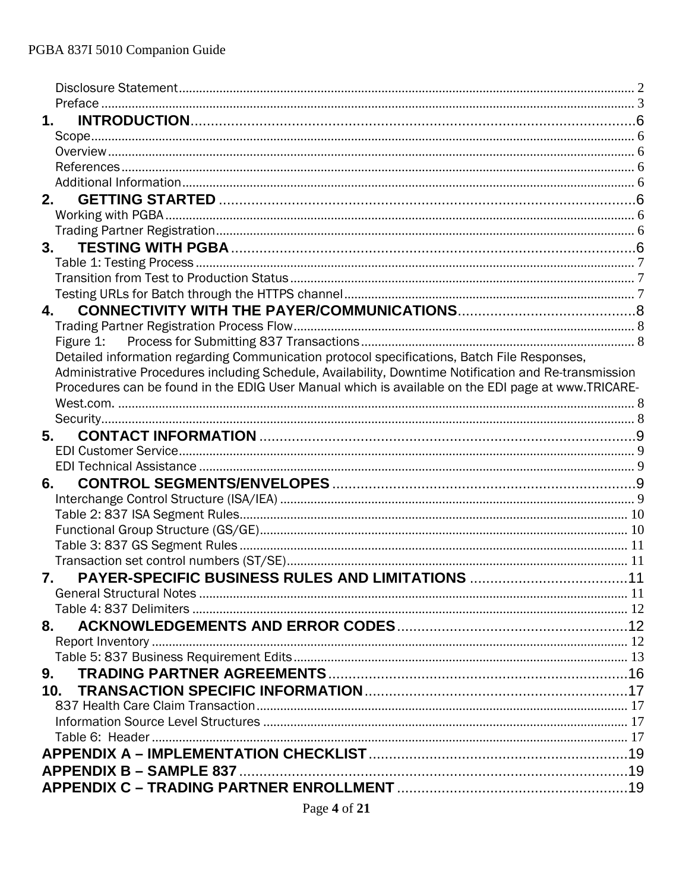Disclosure Statement ........................................................................................................ 2
Preface ........................................................................................................ 3

**1. INTRODUCTION** .................................................................... 6

Scope ........................................................................................................ 6
Overview ........................................................................................................ 6
References ........................................................................................................ 6
Additional Information ........................................................................................................ 6

**2. GETTING STARTED** .................................................................... 6

Working with PGBA ........................................................................................................ 6
Trading Partner Registration ........................................................................................................ 6

**3. TESTING WITH PGBA** .................................................................... 6

Table 1: Testing Process ........................................................................................................ 7
Transition from Test to Production Status ........................................................................................................ 7
Testing URLs for Batch through the HTTPS channel ........................................................................................................ 7

**4. CONNECTIVITY WITH THE PAYER/COMMUNICATIONS** .................................................................... 8

Trading Partner Registration Process Flow ........................................................................................................ 8
Figure 1: Process for Submitting 837 Transactions ........................................................................................................ 8
Detailed information regarding Communication protocol specifications, Batch File Responses, Administrative Procedures including Schedule, Availability, Downtime Notification and Re-transmission Procedures can be found in the EDIG User Manual which is available on the EDI page at www.TRICARE-West.com. ........................................................................................................ 8
Security ........................................................................................................ 8

**5. CONTACT INFORMATION** .................................................................... 9

EDI Customer Service ........................................................................................................ 9
EDI Technical Assistance ........................................................................................................ 9

**6. CONTROL SEGMENTS/ENVELOPES** .................................................................... 9

Interchange Control Structure (ISA/IEA) ........................................................................................................ 9
Table 2: 837 ISA Segment Rules ........................................................................................................ 10
Functional Group Structure (GS/GE) ........................................................................................................ 10
Table 3: 837 GS Segment Rules ........................................................................................................ 11
Transaction set control numbers (ST/SE) ........................................................................................................ 11

**7. PAYER-SPECIFIC BUSINESS RULES AND LIMITATIONS** .................................................................... 11

General Structural Notes ........................................................................................................ 11
Table 4: 837 Delimiters ........................................................................................................ 12

**8. ACKNOWLEDGEMENTS AND ERROR CODES** .................................................................... 12

Report Inventory ........................................................................................................ 12
Table 5: 837 Business Requirement Edits ........................................................................................................ 13

**9. TRADING PARTNER AGREEMENTS** .................................................................... 16

**10. TRANSACTION SPECIFIC INFORMATION** .................................................................... 17

837 Health Care Claim Transaction ........................................................................................................ 17
Information Source Level Structures ........................................................................................................ 17
Table 6: Header ........................................................................................................ 17

**APPENDIX A – IMPLEMENTATION CHECKLIST** .................................................................... 19

**APPENDIX B – SAMPLE 837** .................................................................... 19

**APPENDIX C – TRADING PARTNER ENROLLMENT** .................................................................... 19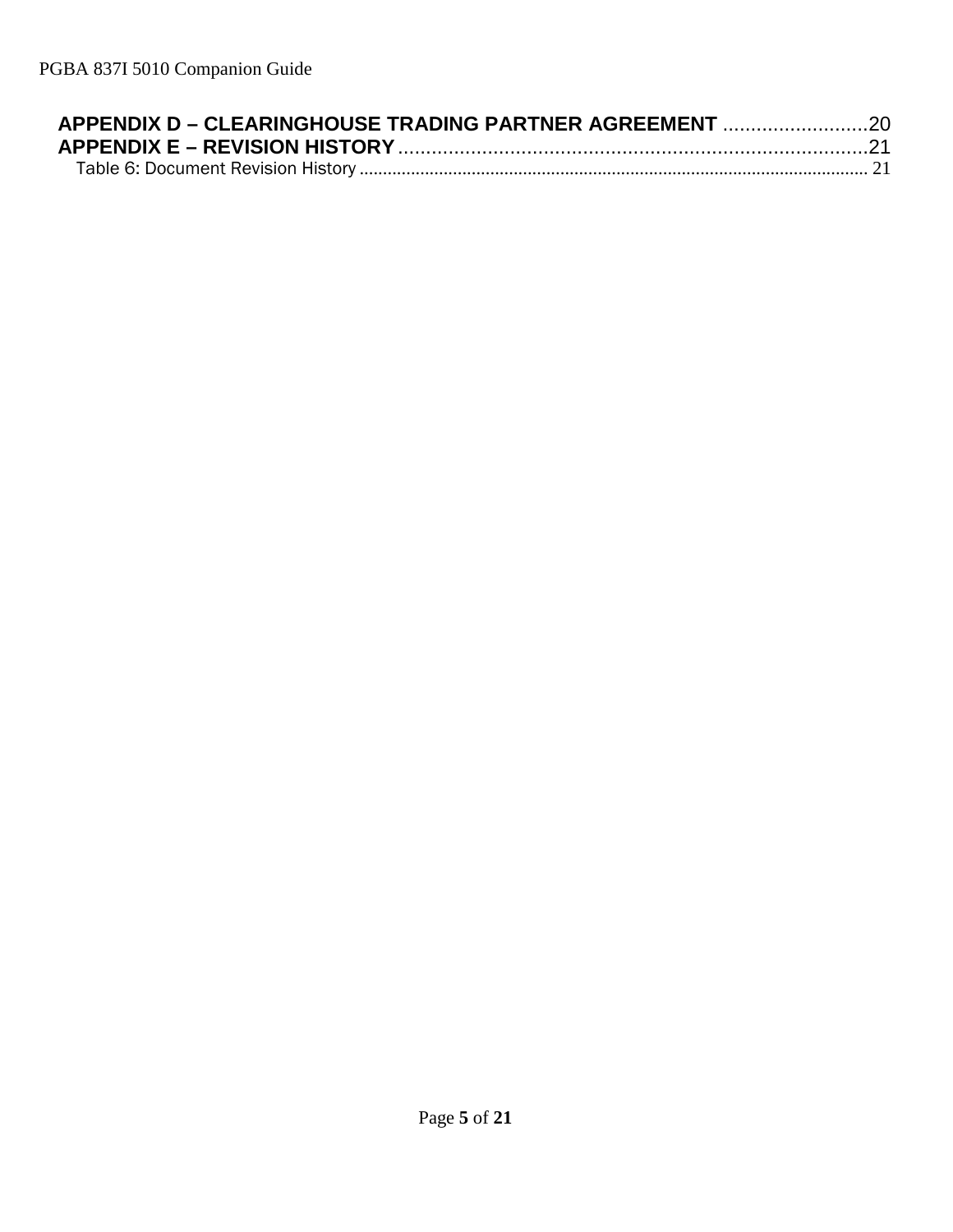**APPENDIX D – CLEARINGHOUSE TRADING PARTNER AGREEMENT** ..........................20
**APPENDIX E – REVISION HISTORY**.....................................................................................21
Table 6: Document Revision History ............................................................................................................ 21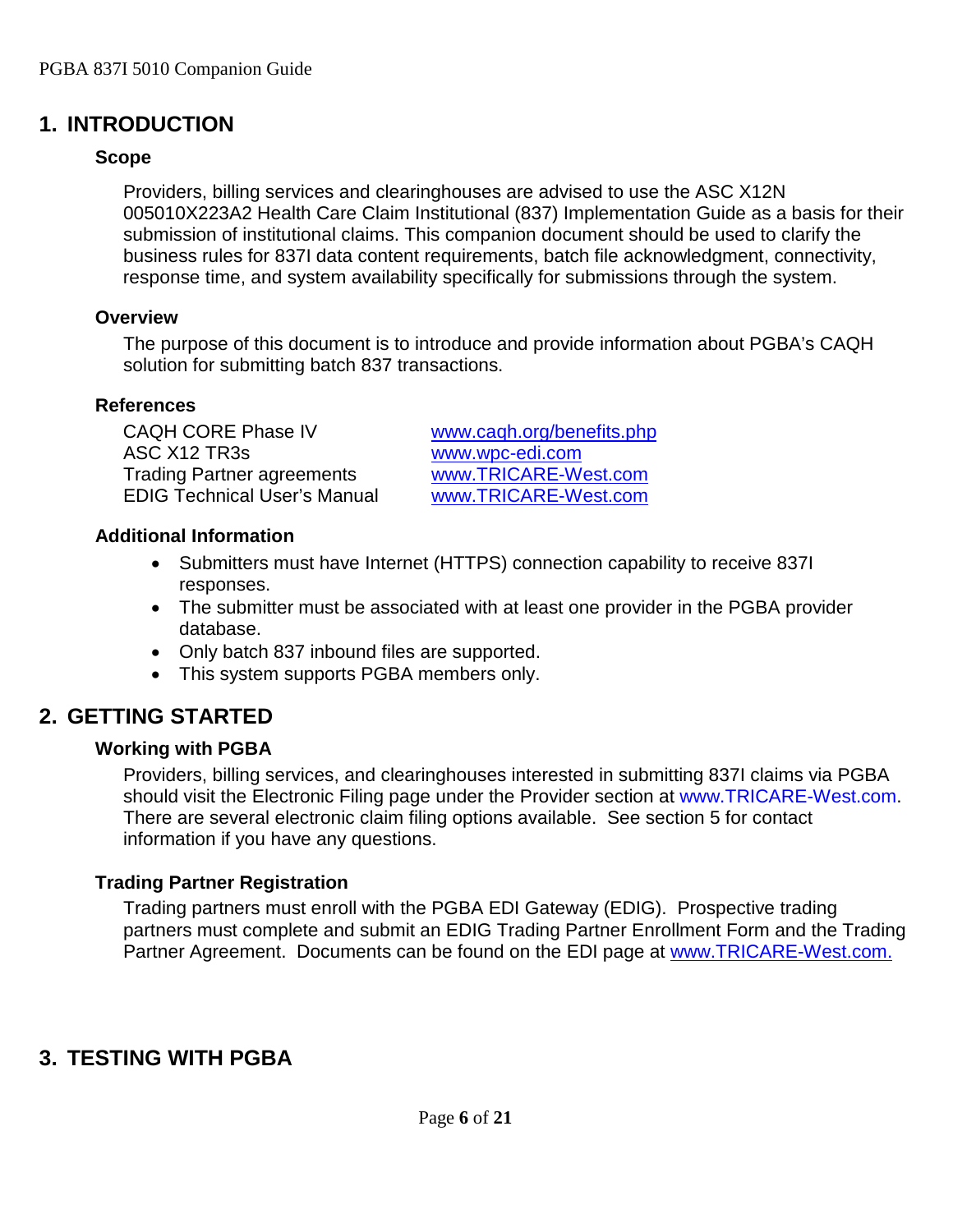## 1. INTRODUCTION

### Scope

Providers, billing services and clearinghouses are advised to use the ASC X12N 005010X223A2 Health Care Claim Institutional (837) Implementation Guide as a basis for their submission of institutional claims. This companion document should be used to clarify the business rules for 837I data content requirements, batch file acknowledgment, connectivity, response time, and system availability specifically for submissions through the system.

### Overview

The purpose of this document is to introduce and provide information about PGBA's CAQH solution for submitting batch 837 transactions.

### References

| | |
|---|---|
| CAQH CORE Phase IV | www.caqh.org/benefits.php |
| ASC X12 TR3s | www.wpc-edi.com |
| Trading Partner agreements | www.TRICARE-West.com |
| EDIG Technical User's Manual | www.TRICARE-West.com |

### Additional Information

- Submitters must have Internet (HTTPS) connection capability to receive 837I responses.
- The submitter must be associated with at least one provider in the PGBA provider database.
- Only batch 837 inbound files are supported.
- This system supports PGBA members only.

## 2. GETTING STARTED

### Working with PGBA

Providers, billing services, and clearinghouses interested in submitting 837I claims via PGBA should visit the Electronic Filing page under the Provider section at www.TRICARE-West.com. There are several electronic claim filing options available. See section 5 for contact information if you have any questions.

### Trading Partner Registration

Trading partners must enroll with the PGBA EDI Gateway (EDIG). Prospective trading partners must complete and submit an EDIG Trading Partner Enrollment Form and the Trading Partner Agreement. Documents can be found on the EDI page at www.TRICARE-West.com.

## 3. TESTING WITH PGBA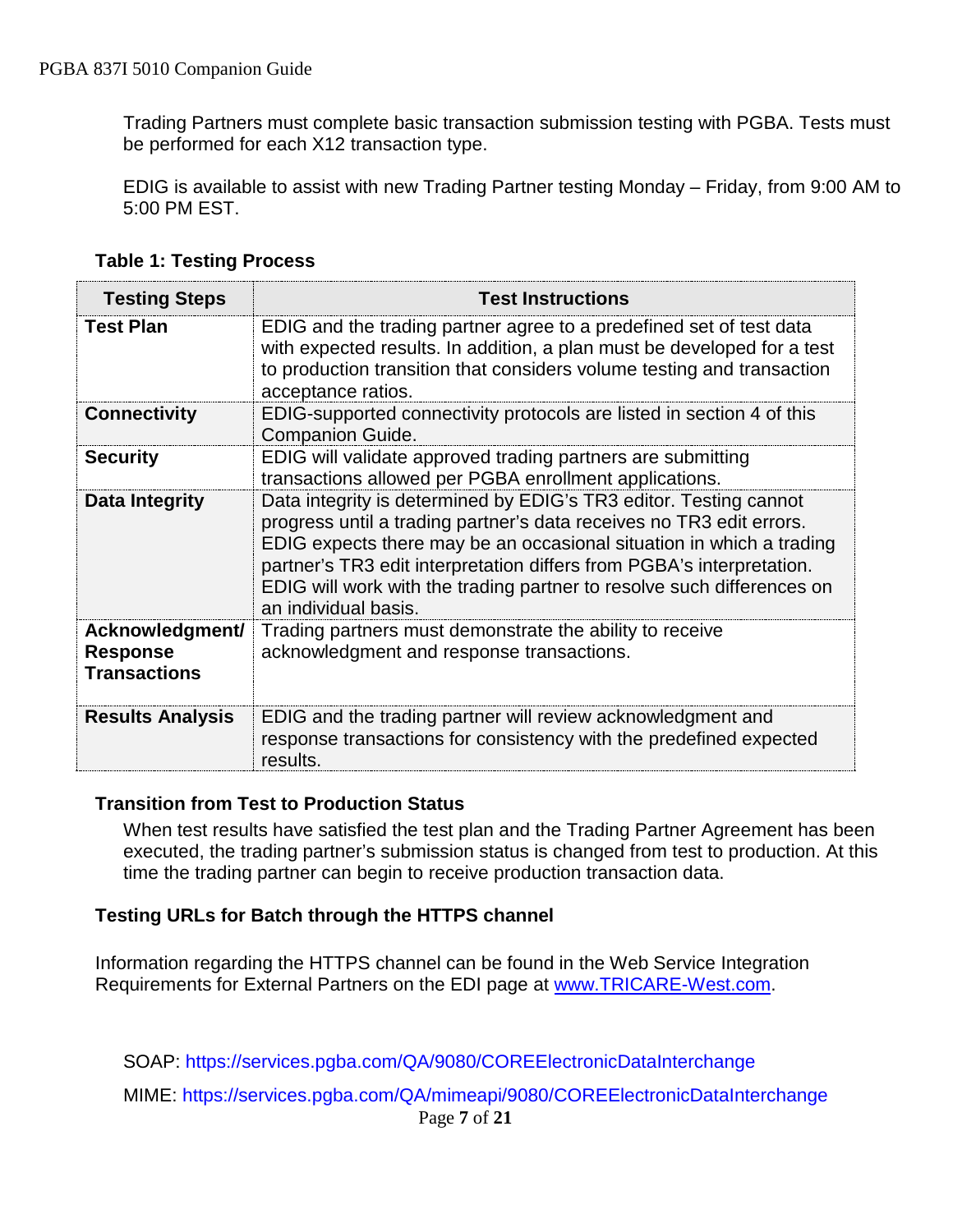Trading Partners must complete basic transaction submission testing with PGBA. Tests must be performed for each X12 transaction type.

EDIG is available to assist with new Trading Partner testing Monday – Friday, from 9:00 AM to 5:00 PM EST.

**Table 1: Testing Process**

| Testing Steps | Test Instructions |
|---|---|
| **Test Plan** | EDIG and the trading partner agree to a predefined set of test data with expected results. In addition, a plan must be developed for a test to production transition that considers volume testing and transaction acceptance ratios. |
| **Connectivity** | EDIG-supported connectivity protocols are listed in section 4 of this Companion Guide. |
| **Security** | EDIG will validate approved trading partners are submitting transactions allowed per PGBA enrollment applications. |
| **Data Integrity** | Data integrity is determined by EDIG's TR3 editor. Testing cannot progress until a trading partner's data receives no TR3 edit errors. EDIG expects there may be an occasional situation in which a trading partner's TR3 edit interpretation differs from PGBA's interpretation. EDIG will work with the trading partner to resolve such differences on an individual basis. |
| **Acknowledgment/ Response Transactions** | Trading partners must demonstrate the ability to receive acknowledgment and response transactions. |
| **Results Analysis** | EDIG and the trading partner will review acknowledgment and response transactions for consistency with the predefined expected results. |

**Transition from Test to Production Status**

When test results have satisfied the test plan and the Trading Partner Agreement has been executed, the trading partner's submission status is changed from test to production. At this time the trading partner can begin to receive production transaction data.

**Testing URLs for Batch through the HTTPS channel**

Information regarding the HTTPS channel can be found in the Web Service Integration Requirements for External Partners on the EDI page at www.TRICARE-West.com.

SOAP: https://services.pgba.com/QA/9080/COREElectronicDataInterchange

MIME: https://services.pgba.com/QA/mimeapi/9080/COREElectronicDataInterchange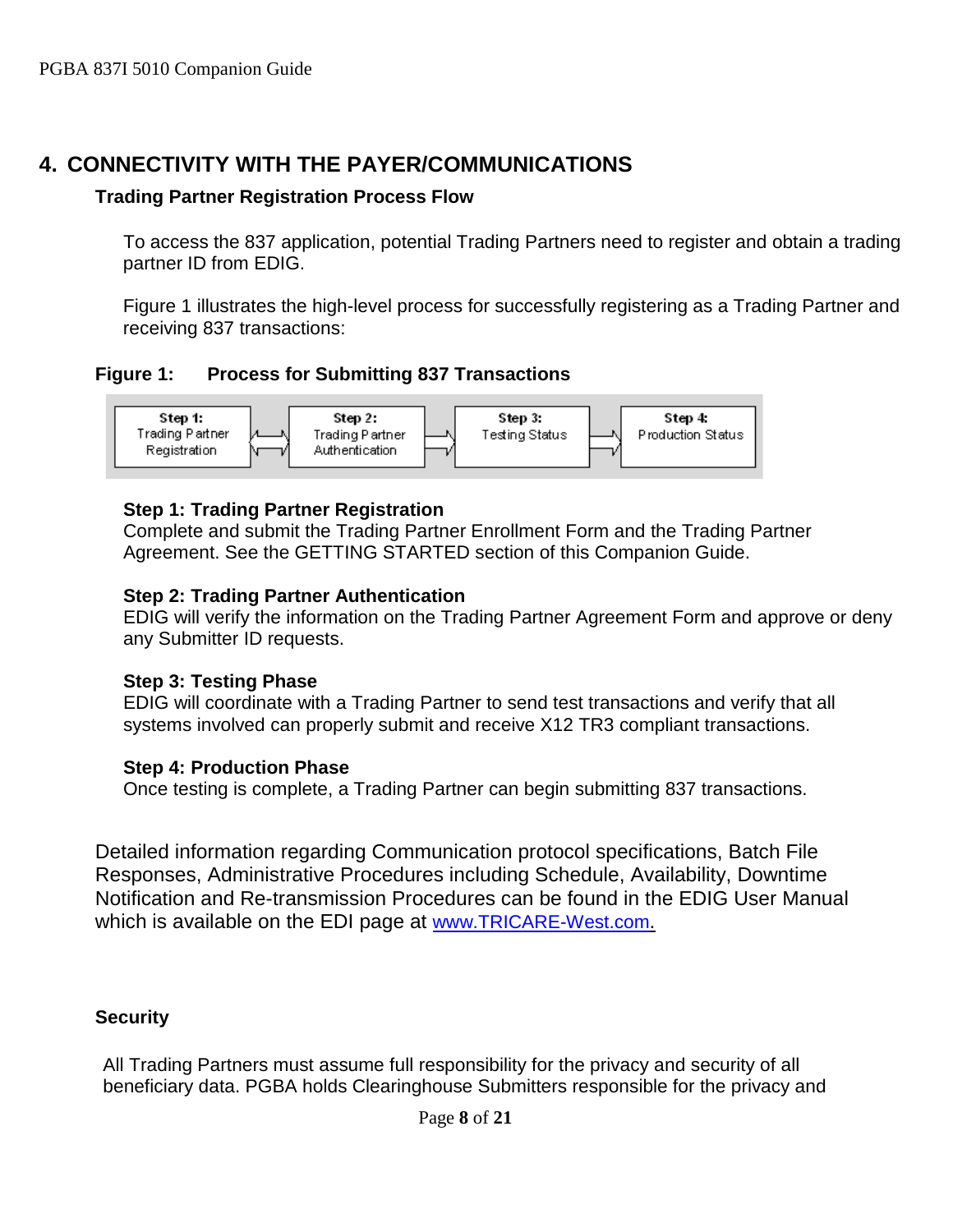# 4. CONNECTIVITY WITH THE PAYER/COMMUNICATIONS

### Trading Partner Registration Process Flow

To access the 837 application, potential Trading Partners need to register and obtain a trading partner ID from EDIG.

Figure 1 illustrates the high-level process for successfully registering as a Trading Partner and receiving 837 transactions:

**Figure 1: Process for Submitting 837 Transactions**

| Step 1: Trading Partner Registration | ⇄ | Step 2: Trading Partner Authentication | ⇒ | Step 3: Testing Status | ⇒ | Step 4: Production Status |
|---|---|---|---|---|---|---|

**Step 1: Trading Partner Registration**
Complete and submit the Trading Partner Enrollment Form and the Trading Partner Agreement. See the GETTING STARTED section of this Companion Guide.

**Step 2: Trading Partner Authentication**
EDIG will verify the information on the Trading Partner Agreement Form and approve or deny any Submitter ID requests.

**Step 3: Testing Phase**
EDIG will coordinate with a Trading Partner to send test transactions and verify that all systems involved can properly submit and receive X12 TR3 compliant transactions.

**Step 4: Production Phase**
Once testing is complete, a Trading Partner can begin submitting 837 transactions.

Detailed information regarding Communication protocol specifications, Batch File Responses, Administrative Procedures including Schedule, Availability, Downtime Notification and Re-transmission Procedures can be found in the EDIG User Manual which is available on the EDI page at www.TRICARE-West.com.

### Security

All Trading Partners must assume full responsibility for the privacy and security of all beneficiary data. PGBA holds Clearinghouse Submitters responsible for the privacy and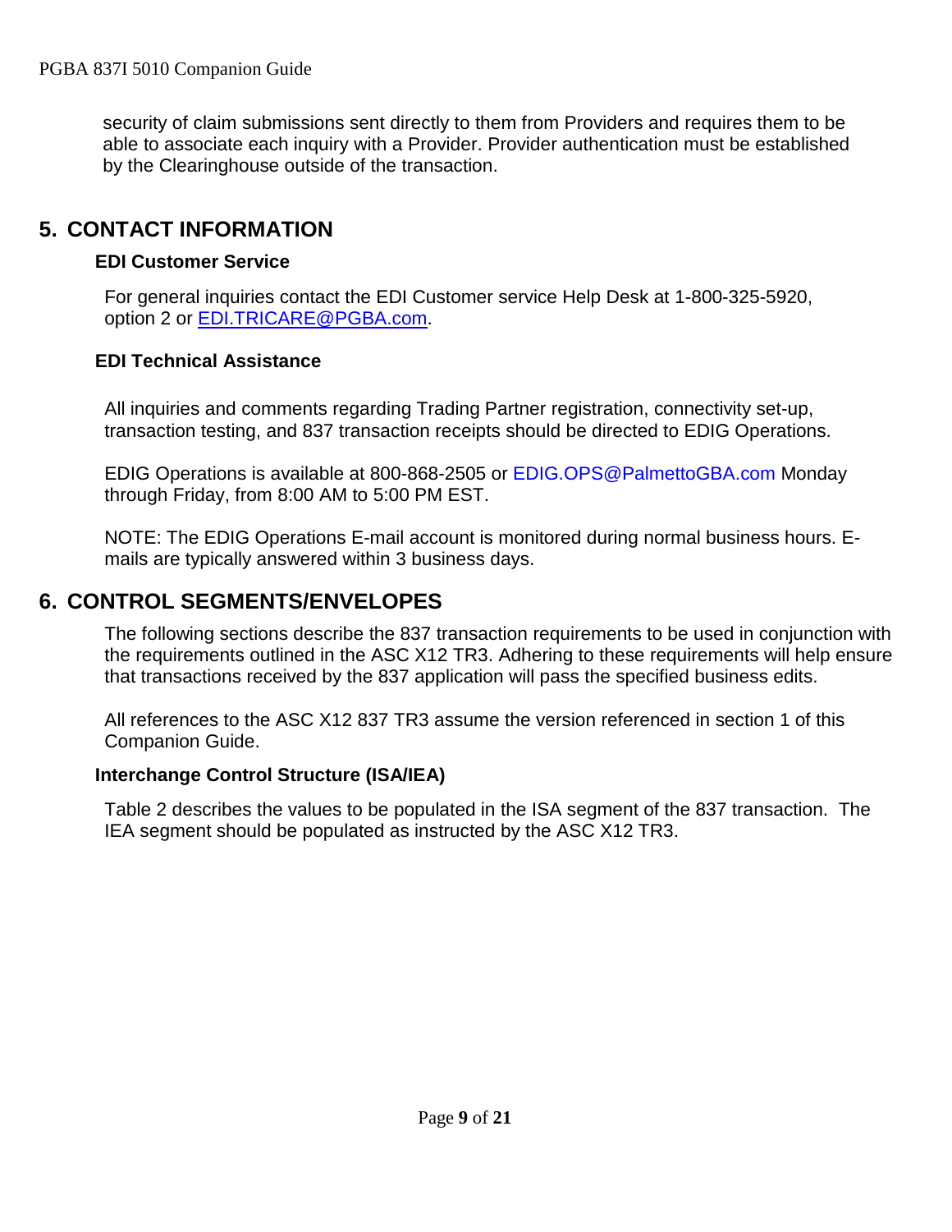security of claim submissions sent directly to them from Providers and requires them to be able to associate each inquiry with a Provider. Provider authentication must be established by the Clearinghouse outside of the transaction.

# 5. CONTACT INFORMATION

### EDI Customer Service

For general inquiries contact the EDI Customer service Help Desk at 1-800-325-5920, option 2 or EDI.TRICARE@PGBA.com.

### EDI Technical Assistance

All inquiries and comments regarding Trading Partner registration, connectivity set-up, transaction testing, and 837 transaction receipts should be directed to EDIG Operations.

EDIG Operations is available at 800-868-2505 or EDIG.OPS@PalmettoGBA.com Monday through Friday, from 8:00 AM to 5:00 PM EST.

NOTE: The EDIG Operations E-mail account is monitored during normal business hours. E-mails are typically answered within 3 business days.

# 6. CONTROL SEGMENTS/ENVELOPES

The following sections describe the 837 transaction requirements to be used in conjunction with the requirements outlined in the ASC X12 TR3. Adhering to these requirements will help ensure that transactions received by the 837 application will pass the specified business edits.

All references to the ASC X12 837 TR3 assume the version referenced in section 1 of this Companion Guide.

### Interchange Control Structure (ISA/IEA)

Table 2 describes the values to be populated in the ISA segment of the 837 transaction. The IEA segment should be populated as instructed by the ASC X12 TR3.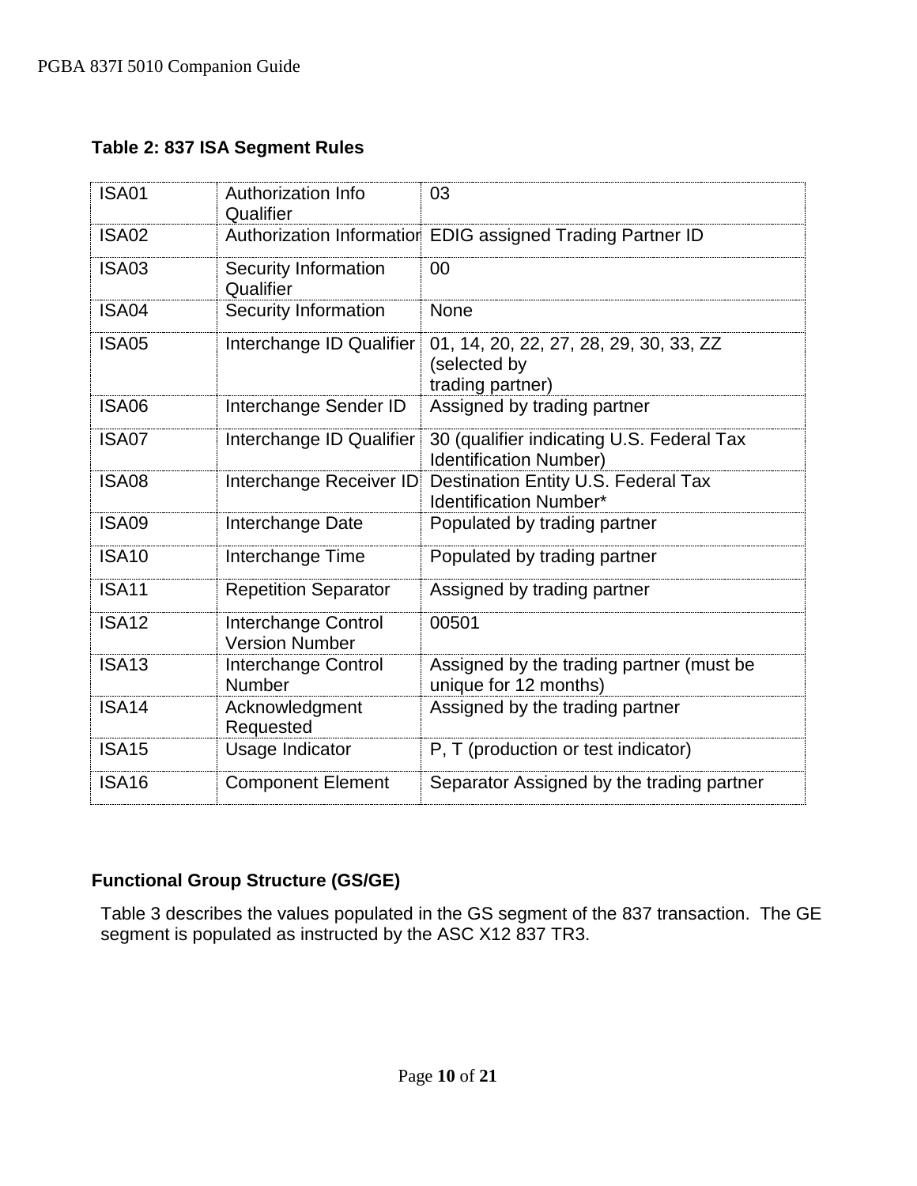**Table 2: 837 ISA Segment Rules**

| | | |
|---|---|---|
| ISA01 | Authorization Info Qualifier | 03 |
| ISA02 | Authorization Information | EDIG assigned Trading Partner ID |
| ISA03 | Security Information Qualifier | 00 |
| ISA04 | Security Information | None |
| ISA05 | Interchange ID Qualifier | 01, 14, 20, 22, 27, 28, 29, 30, 33, ZZ (selected by trading partner) |
| ISA06 | Interchange Sender ID | Assigned by trading partner |
| ISA07 | Interchange ID Qualifier | 30 (qualifier indicating U.S. Federal Tax Identification Number) |
| ISA08 | Interchange Receiver ID | Destination Entity U.S. Federal Tax Identification Number* |
| ISA09 | Interchange Date | Populated by trading partner |
| ISA10 | Interchange Time | Populated by trading partner |
| ISA11 | Repetition Separator | Assigned by trading partner |
| ISA12 | Interchange Control Version Number | 00501 |
| ISA13 | Interchange Control Number | Assigned by the trading partner (must be unique for 12 months) |
| ISA14 | Acknowledgment Requested | Assigned by the trading partner |
| ISA15 | Usage Indicator | P, T (production or test indicator) |
| ISA16 | Component Element | Separator Assigned by the trading partner |

**Functional Group Structure (GS/GE)**

Table 3 describes the values populated in the GS segment of the 837 transaction. The GE segment is populated as instructed by the ASC X12 837 TR3.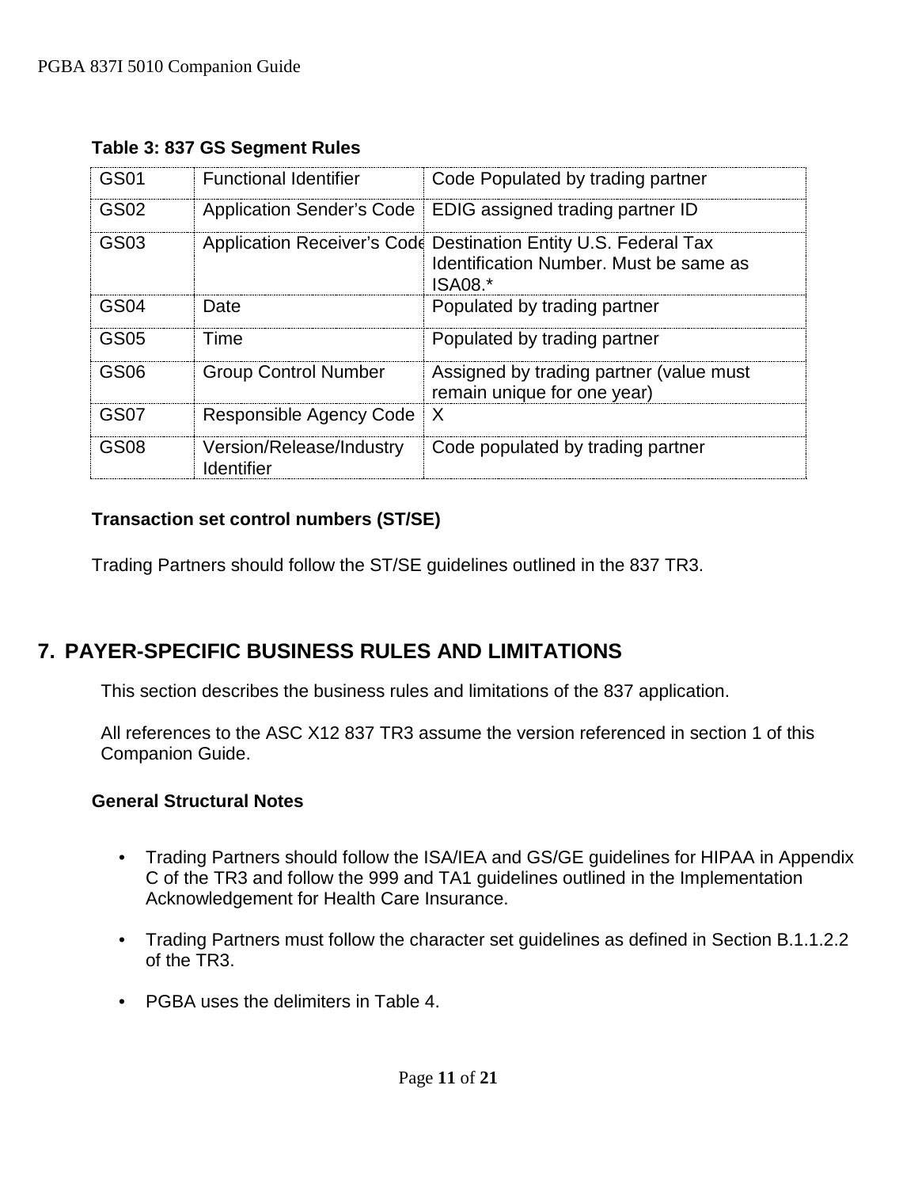**Table 3: 837 GS Segment Rules**

| GS01 | Functional Identifier | Code Populated by trading partner |
|---|---|---|
| GS02 | Application Sender's Code | EDIG assigned trading partner ID |
| GS03 | Application Receiver's Code | Destination Entity U.S. Federal Tax Identification Number. Must be same as ISA08.* |
| GS04 | Date | Populated by trading partner |
| GS05 | Time | Populated by trading partner |
| GS06 | Group Control Number | Assigned by trading partner (value must remain unique for one year) |
| GS07 | Responsible Agency Code | X |
| GS08 | Version/Release/Industry Identifier | Code populated by trading partner |

**Transaction set control numbers (ST/SE)**

Trading Partners should follow the ST/SE guidelines outlined in the 837 TR3.

# 7. PAYER-SPECIFIC BUSINESS RULES AND LIMITATIONS

This section describes the business rules and limitations of the 837 application.

All references to the ASC X12 837 TR3 assume the version referenced in section 1 of this Companion Guide.

**General Structural Notes**

- Trading Partners should follow the ISA/IEA and GS/GE guidelines for HIPAA in Appendix C of the TR3 and follow the 999 and TA1 guidelines outlined in the Implementation Acknowledgement for Health Care Insurance.
- Trading Partners must follow the character set guidelines as defined in Section B.1.1.2.2 of the TR3.
- PGBA uses the delimiters in Table 4.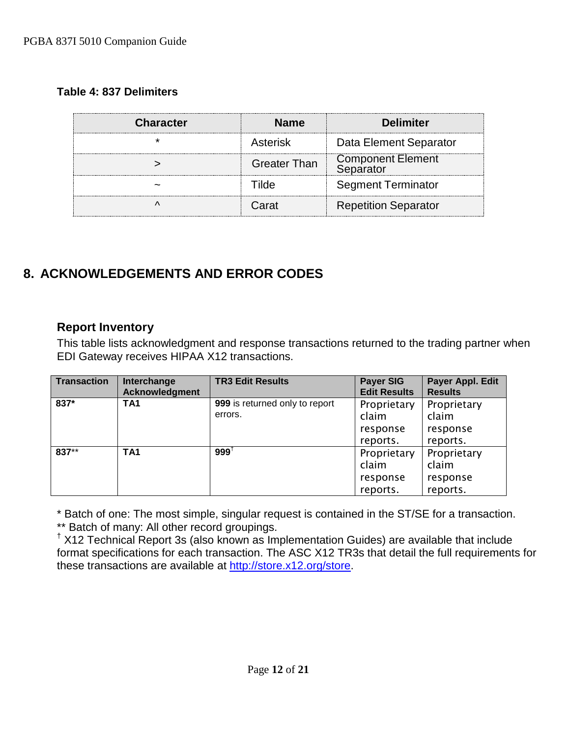**Table 4: 837 Delimiters**

| Character | Name | Delimiter |
|---|---|---|
| * | Asterisk | Data Element Separator |
| > | Greater Than | Component Element Separator |
| ~ | Tilde | Segment Terminator |
| ^ | Carat | Repetition Separator |

## 8. ACKNOWLEDGEMENTS AND ERROR CODES

### Report Inventory

This table lists acknowledgment and response transactions returned to the trading partner when EDI Gateway receives HIPAA X12 transactions.

| Transaction | Interchange Acknowledgment | TR3 Edit Results | Payer SIG Edit Results | Payer Appl. Edit Results |
|---|---|---|---|---|
| **837*** | **TA1** | **999** is returned only to report errors. | Proprietary claim response reports. | Proprietary claim response reports. |
| **837**** | **TA1** | **999**[†] | Proprietary claim response reports. | Proprietary claim response reports. |

* Batch of one: The most simple, singular request is contained in the ST/SE for a transaction.
** Batch of many: All other record groupings.
[†] X12 Technical Report 3s (also known as Implementation Guides) are available that include format specifications for each transaction. The ASC X12 TR3s that detail the full requirements for these transactions are available at [http://store.x12.org/store](http://store.x12.org/store).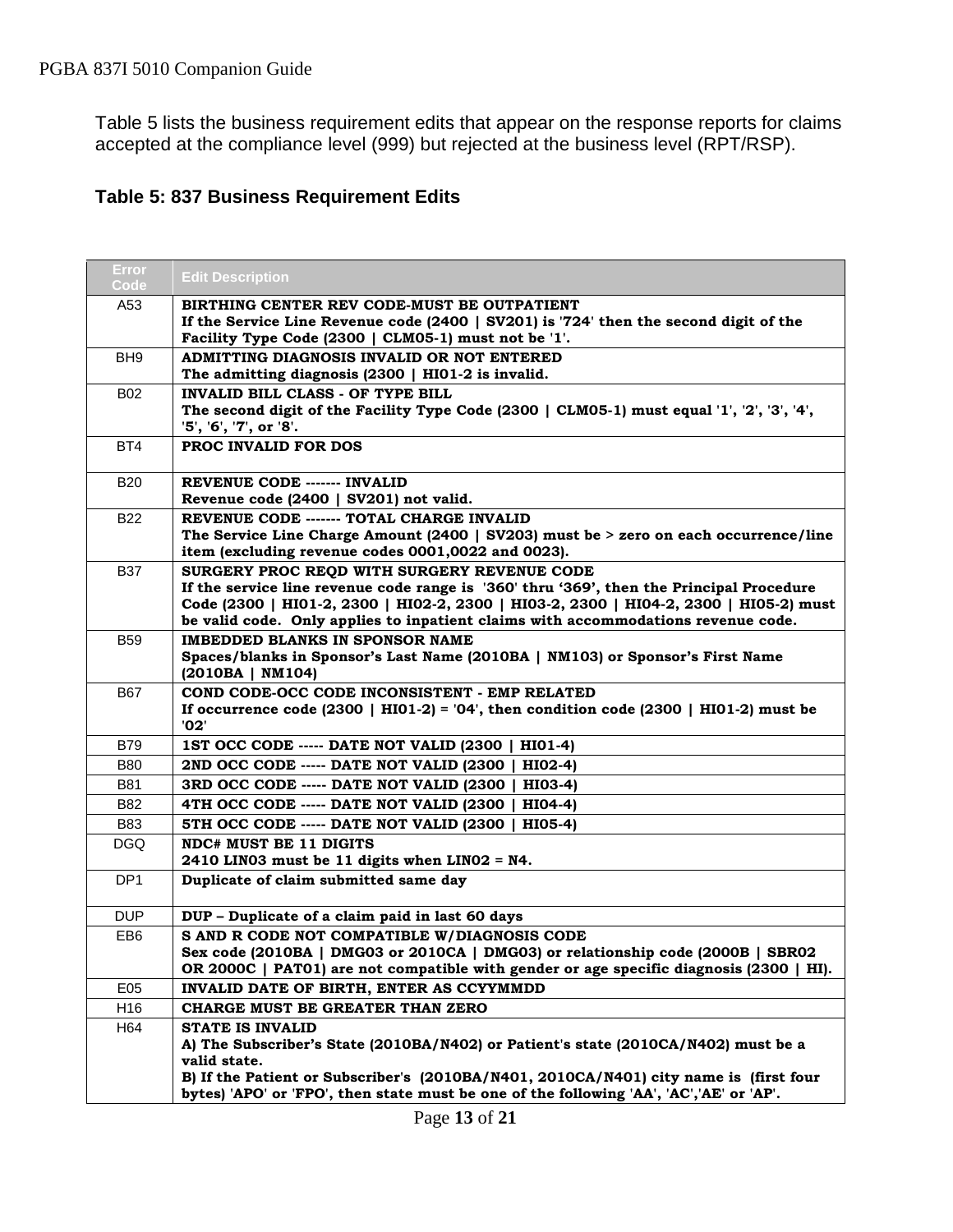Table 5 lists the business requirement edits that appear on the response reports for claims accepted at the compliance level (999) but rejected at the business level (RPT/RSP).

### Table 5: 837 Business Requirement Edits

| Error Code | Edit Description |
|---|---|
| A53 | **BIRTHING CENTER REV CODE-MUST BE OUTPATIENT**<br>**If the Service Line Revenue code (2400 \| SV201) is '724' then the second digit of the Facility Type Code (2300 \| CLM05-1) must not be '1'.** |
| BH9 | **ADMITTING DIAGNOSIS INVALID OR NOT ENTERED**<br>**The admitting diagnosis (2300 \| HI01-2 is invalid.** |
| B02 | **INVALID BILL CLASS - OF TYPE BILL**<br>**The second digit of the Facility Type Code (2300 \| CLM05-1) must equal '1', '2', '3', '4', '5', '6', '7', or '8'.** |
| BT4 | **PROC INVALID FOR DOS** |
| B20 | **REVENUE CODE ------- INVALID**<br>**Revenue code (2400 \| SV201) not valid.** |
| B22 | **REVENUE CODE ------- TOTAL CHARGE INVALID**<br>**The Service Line Charge Amount (2400 \| SV203) must be > zero on each occurrence/line item (excluding revenue codes 0001,0022 and 0023).** |
| B37 | **SURGERY PROC REQD WITH SURGERY REVENUE CODE**<br>**If the service line revenue code range is '360' thru '369', then the Principal Procedure Code (2300 \| HI01-2, 2300 \| HI02-2, 2300 \| HI03-2, 2300 \| HI04-2, 2300 \| HI05-2) must be valid code. Only applies to inpatient claims with accommodations revenue code.** |
| B59 | **IMBEDDED BLANKS IN SPONSOR NAME**<br>**Spaces/blanks in Sponsor's Last Name (2010BA \| NM103) or Sponsor's First Name (2010BA \| NM104)** |
| B67 | **COND CODE-OCC CODE INCONSISTENT - EMP RELATED**<br>**If occurrence code (2300 \| HI01-2) = '04', then condition code (2300 \| HI01-2) must be '02'** |
| B79 | **1ST OCC CODE ----- DATE NOT VALID (2300 \| HI01-4)** |
| B80 | **2ND OCC CODE ----- DATE NOT VALID (2300 \| HI02-4)** |
| B81 | **3RD OCC CODE ----- DATE NOT VALID (2300 \| HI03-4)** |
| B82 | **4TH OCC CODE ----- DATE NOT VALID (2300 \| HI04-4)** |
| B83 | **5TH OCC CODE ----- DATE NOT VALID (2300 \| HI05-4)** |
| DGQ | **NDC# MUST BE 11 DIGITS**<br>**2410 LIN03 must be 11 digits when LIN02 = N4.** |
| DP1 | **Duplicate of claim submitted same day** |
| DUP | **DUP – Duplicate of a claim paid in last 60 days** |
| EB6 | **S AND R CODE NOT COMPATIBLE W/DIAGNOSIS CODE**<br>**Sex code (2010BA \| DMG03 or 2010CA \| DMG03) or relationship code (2000B \| SBR02 OR 2000C \| PAT01) are not compatible with gender or age specific diagnosis (2300 \| HI).** |
| E05 | **INVALID DATE OF BIRTH, ENTER AS CCYYMMDD** |
| H16 | **CHARGE MUST BE GREATER THAN ZERO** |
| H64 | **STATE IS INVALID**<br>**A) The Subscriber's State (2010BA/N402) or Patient's state (2010CA/N402) must be a valid state.**<br>**B) If the Patient or Subscriber's (2010BA/N401, 2010CA/N401) city name is (first four bytes) 'APO' or 'FPO', then state must be one of the following 'AA', 'AC','AE' or 'AP'.** |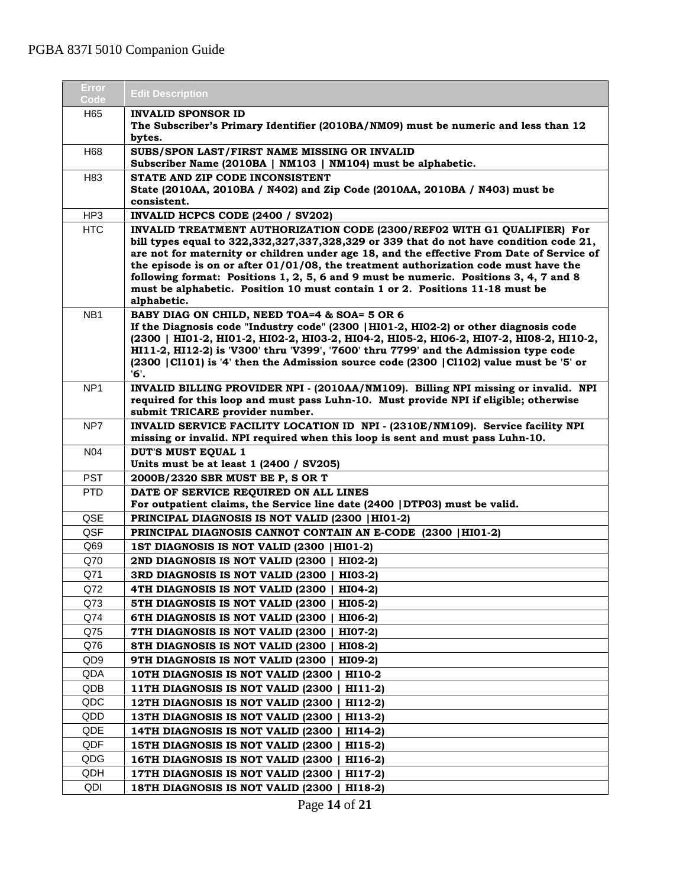| Error Code | Edit Description |
|---|---|
| H65 | **INVALID SPONSOR ID**<br>**The Subscriber's Primary Identifier (2010BA/NM09) must be numeric and less than 12 bytes.** |
| H68 | **SUBS/SPON LAST/FIRST NAME MISSING OR INVALID**<br>**Subscriber Name (2010BA \| NM103 \| NM104) must be alphabetic.** |
| H83 | **STATE AND ZIP CODE INCONSISTENT**<br>**State (2010AA, 2010BA / N402) and Zip Code (2010AA, 2010BA / N403) must be consistent.** |
| HP3 | **INVALID HCPCS CODE (2400 / SV202)** |
| HTC | **INVALID TREATMENT AUTHORIZATION CODE (2300/REF02 WITH G1 QUALIFIER) For bill types equal to 322,332,327,337,328,329 or 339 that do not have condition code 21, are not for maternity or children under age 18, and the effective From Date of Service of the episode is on or after 01/01/08, the treatment authorization code must have the following format: Positions 1, 2, 5, 6 and 9 must be numeric. Positions 3, 4, 7 and 8 must be alphabetic. Position 10 must contain 1 or 2. Positions 11-18 must be alphabetic.** |
| NB1 | **BABY DIAG ON CHILD, NEED TOA=4 & SOA= 5 OR 6**<br>**If the Diagnosis code "Industry code" (2300 \|HI01-2, HI02-2) or other diagnosis code (2300 \| HI01-2, HI01-2, HI02-2, HI03-2, HI04-2, HI05-2, HI06-2, HI07-2, HI08-2, HI10-2, HI11-2, HI12-2) is 'V300' thru 'V399', '7600' thru 7799' and the Admission type code (2300 \|Cl101) is '4' then the Admission source code (2300 \|Cl102) value must be '5' or '6'.** |
| NP1 | **INVALID BILLING PROVIDER NPI - (2010AA/NM109). Billing NPI missing or invalid. NPI required for this loop and must pass Luhn-10. Must provide NPI if eligible; otherwise submit TRICARE provider number.** |
| NP7 | **INVALID SERVICE FACILITY LOCATION ID NPI - (2310E/NM109). Service facility NPI missing or invalid. NPI required when this loop is sent and must pass Luhn-10.** |
| N04 | **DUT'S MUST EQUAL 1**<br>**Units must be at least 1 (2400 / SV205)** |
| PST | **2000B/2320 SBR MUST BE P, S OR T** |
| PTD | **DATE OF SERVICE REQUIRED ON ALL LINES**<br>**For outpatient claims, the Service line date (2400 \|DTP03) must be valid.** |
| QSE | **PRINCIPAL DIAGNOSIS IS NOT VALID (2300 \|HI01-2)** |
| QSF | **PRINCIPAL DIAGNOSIS CANNOT CONTAIN AN E-CODE (2300 \|HI01-2)** |
| Q69 | **1ST DIAGNOSIS IS NOT VALID (2300 \|HI01-2)** |
| Q70 | **2ND DIAGNOSIS IS NOT VALID (2300 \| HI02-2)** |
| Q71 | **3RD DIAGNOSIS IS NOT VALID (2300 \| HI03-2)** |
| Q72 | **4TH DIAGNOSIS IS NOT VALID (2300 \| HI04-2)** |
| Q73 | **5TH DIAGNOSIS IS NOT VALID (2300 \| HI05-2)** |
| Q74 | **6TH DIAGNOSIS IS NOT VALID (2300 \| HI06-2)** |
| Q75 | **7TH DIAGNOSIS IS NOT VALID (2300 \| HI07-2)** |
| Q76 | **8TH DIAGNOSIS IS NOT VALID (2300 \| HI08-2)** |
| QD9 | **9TH DIAGNOSIS IS NOT VALID (2300 \| HI09-2)** |
| QDA | **10TH DIAGNOSIS IS NOT VALID (2300 \| HI10-2** |
| QDB | **11TH DIAGNOSIS IS NOT VALID (2300 \| HI11-2)** |
| QDC | **12TH DIAGNOSIS IS NOT VALID (2300 \| HI12-2)** |
| QDD | **13TH DIAGNOSIS IS NOT VALID (2300 \| HI13-2)** |
| QDE | **14TH DIAGNOSIS IS NOT VALID (2300 \| HI14-2)** |
| QDF | **15TH DIAGNOSIS IS NOT VALID (2300 \| HI15-2)** |
| QDG | **16TH DIAGNOSIS IS NOT VALID (2300 \| HI16-2)** |
| QDH | **17TH DIAGNOSIS IS NOT VALID (2300 \| HI17-2)** |
| QDI | **18TH DIAGNOSIS IS NOT VALID (2300 \| HI18-2)** |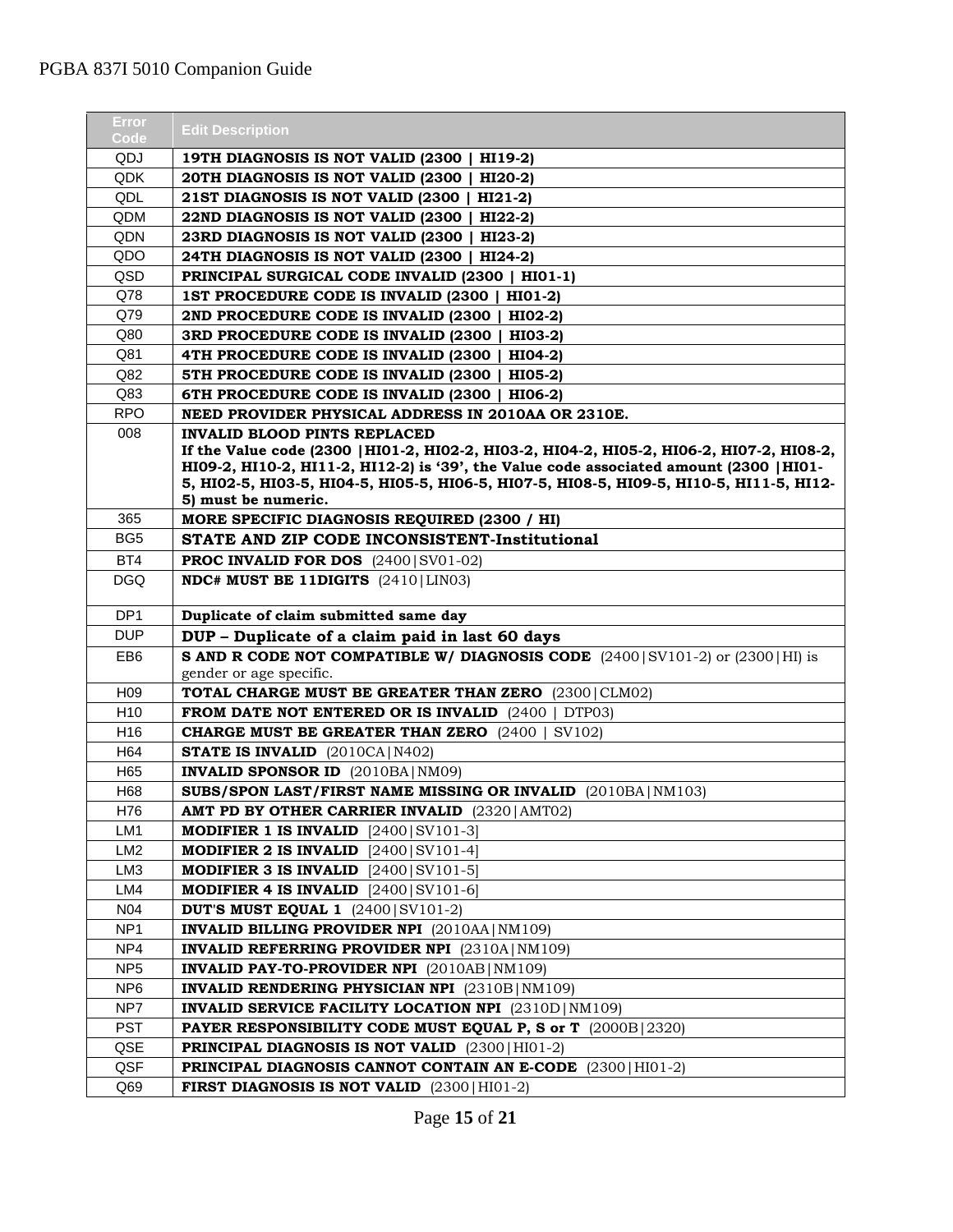| Error Code | Edit Description |
| --- | --- |
| QDJ | **19TH DIAGNOSIS IS NOT VALID (2300 \| HI19-2)** |
| QDK | **20TH DIAGNOSIS IS NOT VALID (2300 \| HI20-2)** |
| QDL | **21ST DIAGNOSIS IS NOT VALID (2300 \| HI21-2)** |
| QDM | **22ND DIAGNOSIS IS NOT VALID (2300 \| HI22-2)** |
| QDN | **23RD DIAGNOSIS IS NOT VALID (2300 \| HI23-2)** |
| QDO | **24TH DIAGNOSIS IS NOT VALID (2300 \| HI24-2)** |
| QSD | **PRINCIPAL SURGICAL CODE INVALID (2300 \| HI01-1)** |
| Q78 | **1ST PROCEDURE CODE IS INVALID (2300 \| HI01-2)** |
| Q79 | **2ND PROCEDURE CODE IS INVALID (2300 \| HI02-2)** |
| Q80 | **3RD PROCEDURE CODE IS INVALID (2300 \| HI03-2)** |
| Q81 | **4TH PROCEDURE CODE IS INVALID (2300 \| HI04-2)** |
| Q82 | **5TH PROCEDURE CODE IS INVALID (2300 \| HI05-2)** |
| Q83 | **6TH PROCEDURE CODE IS INVALID (2300 \| HI06-2)** |
| RPO | **NEED PROVIDER PHYSICAL ADDRESS IN 2010AA OR 2310E.** |
| 008 | **INVALID BLOOD PINTS REPLACED** **If the Value code (2300 \|HI01-2, HI02-2, HI03-2, HI04-2, HI05-2, HI06-2, HI07-2, HI08-2, HI09-2, HI10-2, HI11-2, HI12-2) is '39', the Value code associated amount (2300 \|HI01-5, HI02-5, HI03-5, HI04-5, HI05-5, HI06-5, HI07-5, HI08-5, HI09-5, HI10-5, HI11-5, HI12-5) must be numeric.** |
| 365 | **MORE SPECIFIC DIAGNOSIS REQUIRED (2300 / HI)** |
| BG5 | **STATE AND ZIP CODE INCONSISTENT-Institutional** |
| BT4 | **PROC INVALID FOR DOS** (2400\|SV01-02) |
| DGQ | **NDC# MUST BE 11DIGITS** (2410\|LIN03) |
| DP1 | **Duplicate of claim submitted same day** |
| DUP | **DUP – Duplicate of a claim paid in last 60 days** |
| EB6 | **S AND R CODE NOT COMPATIBLE W/ DIAGNOSIS CODE** (2400\|SV101-2) or (2300\|HI) is gender or age specific. |
| H09 | **TOTAL CHARGE MUST BE GREATER THAN ZERO** (2300\|CLM02) |
| H10 | **FROM DATE NOT ENTERED OR IS INVALID** (2400 \| DTP03) |
| H16 | **CHARGE MUST BE GREATER THAN ZERO** (2400 \| SV102) |
| H64 | **STATE IS INVALID** (2010CA\|N402) |
| H65 | **INVALID SPONSOR ID** (2010BA\|NM09) |
| H68 | **SUBS/SPON LAST/FIRST NAME MISSING OR INVALID** (2010BA\|NM103) |
| H76 | **AMT PD BY OTHER CARRIER INVALID** (2320\|AMT02) |
| LM1 | **MODIFIER 1 IS INVALID** [2400\|SV101-3] |
| LM2 | **MODIFIER 2 IS INVALID** [2400\|SV101-4] |
| LM3 | **MODIFIER 3 IS INVALID** [2400\|SV101-5] |
| LM4 | **MODIFIER 4 IS INVALID** [2400\|SV101-6] |
| N04 | **DUT'S MUST EQUAL 1** (2400\|SV101-2) |
| NP1 | **INVALID BILLING PROVIDER NPI** (2010AA\|NM109) |
| NP4 | **INVALID REFERRING PROVIDER NPI** (2310A\|NM109) |
| NP5 | **INVALID PAY-TO-PROVIDER NPI** (2010AB\|NM109) |
| NP6 | **INVALID RENDERING PHYSICIAN NPI** (2310B\|NM109) |
| NP7 | **INVALID SERVICE FACILITY LOCATION NPI** (2310D\|NM109) |
| PST | **PAYER RESPONSIBILITY CODE MUST EQUAL P, S or T** (2000B\|2320) |
| QSE | **PRINCIPAL DIAGNOSIS IS NOT VALID** (2300\|HI01-2) |
| QSF | **PRINCIPAL DIAGNOSIS CANNOT CONTAIN AN E-CODE** (2300\|HI01-2) |
| Q69 | **FIRST DIAGNOSIS IS NOT VALID** (2300\|HI01-2) |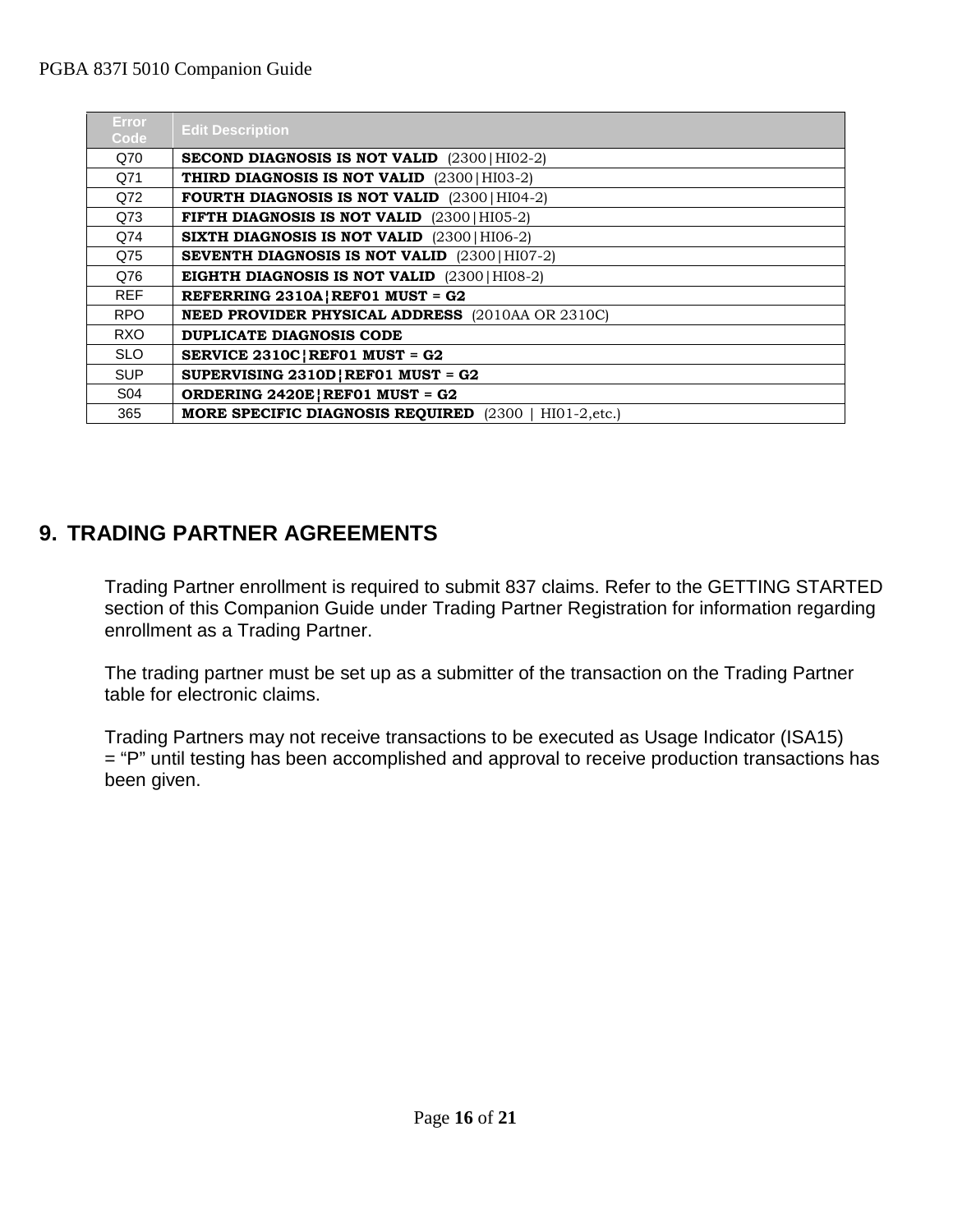| Error Code | Edit Description |
| --- | --- |
| Q70 | **SECOND DIAGNOSIS IS NOT VALID** (2300\|HI02-2) |
| Q71 | **THIRD DIAGNOSIS IS NOT VALID** (2300\|HI03-2) |
| Q72 | **FOURTH DIAGNOSIS IS NOT VALID** (2300\|HI04-2) |
| Q73 | **FIFTH DIAGNOSIS IS NOT VALID** (2300\|HI05-2) |
| Q74 | **SIXTH DIAGNOSIS IS NOT VALID** (2300\|HI06-2) |
| Q75 | **SEVENTH DIAGNOSIS IS NOT VALID** (2300\|HI07-2) |
| Q76 | **EIGHTH DIAGNOSIS IS NOT VALID** (2300\|HI08-2) |
| REF | **REFERRING 2310A¦REF01 MUST = G2** |
| RPO | **NEED PROVIDER PHYSICAL ADDRESS** (2010AA OR 2310C) |
| RXO | **DUPLICATE DIAGNOSIS CODE** |
| SLO | **SERVICE 2310C¦REF01 MUST = G2** |
| SUP | **SUPERVISING 2310D¦REF01 MUST = G2** |
| S04 | **ORDERING 2420E¦REF01 MUST = G2** |
| 365 | **MORE SPECIFIC DIAGNOSIS REQUIRED** (2300 \| HI01-2,etc.) |

## 9. TRADING PARTNER AGREEMENTS

Trading Partner enrollment is required to submit 837 claims. Refer to the GETTING STARTED section of this Companion Guide under Trading Partner Registration for information regarding enrollment as a Trading Partner.

The trading partner must be set up as a submitter of the transaction on the Trading Partner table for electronic claims.

Trading Partners may not receive transactions to be executed as Usage Indicator (ISA15) = "P" until testing has been accomplished and approval to receive production transactions has been given.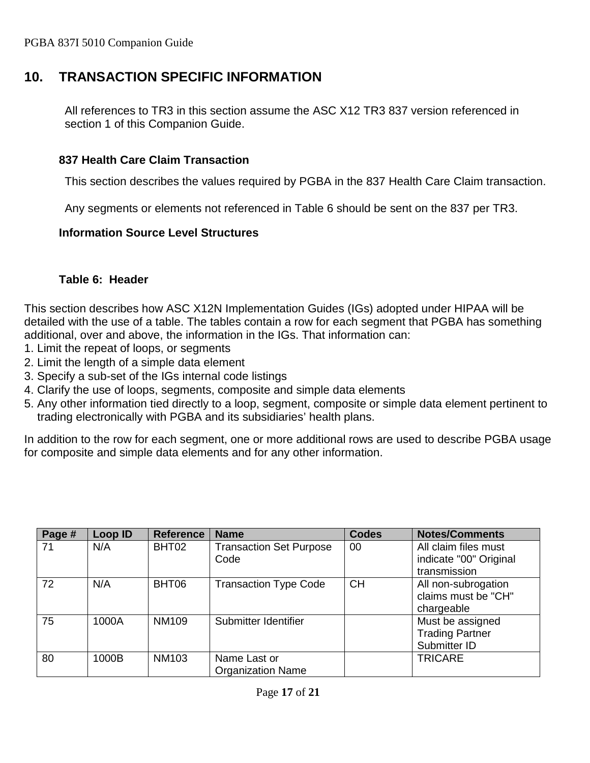# 10. TRANSACTION SPECIFIC INFORMATION

All references to TR3 in this section assume the ASC X12 TR3 837 version referenced in section 1 of this Companion Guide.

### 837 Health Care Claim Transaction

This section describes the values required by PGBA in the 837 Health Care Claim transaction.

Any segments or elements not referenced in Table 6 should be sent on the 837 per TR3.

### Information Source Level Structures

### Table 6: Header

This section describes how ASC X12N Implementation Guides (IGs) adopted under HIPAA will be detailed with the use of a table. The tables contain a row for each segment that PGBA has something additional, over and above, the information in the IGs. That information can:

1. Limit the repeat of loops, or segments
2. Limit the length of a simple data element
3. Specify a sub-set of the IGs internal code listings
4. Clarify the use of loops, segments, composite and simple data elements
5. Any other information tied directly to a loop, segment, composite or simple data element pertinent to trading electronically with PGBA and its subsidiaries' health plans.

In addition to the row for each segment, one or more additional rows are used to describe PGBA usage for composite and simple data elements and for any other information.

| Page # | Loop ID | Reference | Name | Codes | Notes/Comments |
|---|---|---|---|---|---|
| 71 | N/A | BHT02 | Transaction Set Purpose Code | 00 | All claim files must indicate "00" Original transmission |
| 72 | N/A | BHT06 | Transaction Type Code | CH | All non-subrogation claims must be "CH" chargeable |
| 75 | 1000A | NM109 | Submitter Identifier | | Must be assigned Trading Partner Submitter ID |
| 80 | 1000B | NM103 | Name Last or Organization Name | | TRICARE |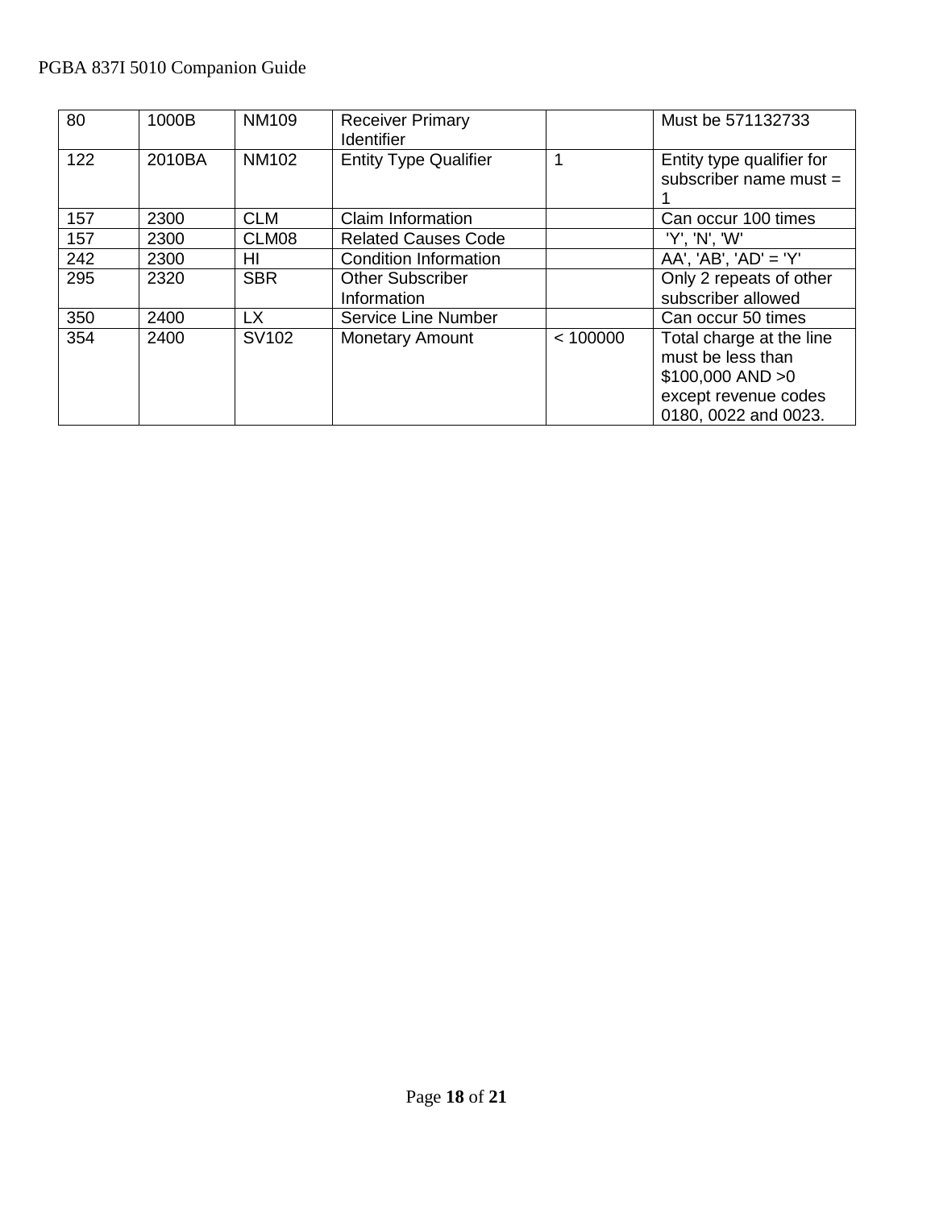| 80 | 1000B | NM109 | Receiver Primary Identifier | | Must be 571132733 |
|---|---|---|---|---|---|
| 122 | 2010BA | NM102 | Entity Type Qualifier | 1 | Entity type qualifier for subscriber name must = 1 |
| 157 | 2300 | CLM | Claim Information | | Can occur 100 times |
| 157 | 2300 | CLM08 | Related Causes Code | | 'Y', 'N', 'W' |
| 242 | 2300 | HI | Condition Information | | AA', 'AB', 'AD' = 'Y' |
| 295 | 2320 | SBR | Other Subscriber Information | | Only 2 repeats of other subscriber allowed |
| 350 | 2400 | LX | Service Line Number | | Can occur 50 times |
| 354 | 2400 | SV102 | Monetary Amount | < 100000 | Total charge at the line must be less than $100,000 AND >0 except revenue codes 0180, 0022 and 0023. |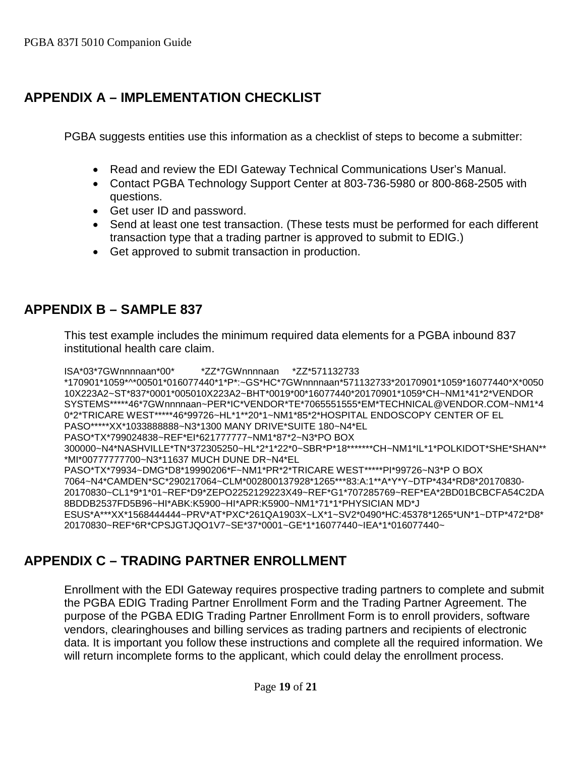# APPENDIX A – IMPLEMENTATION CHECKLIST

PGBA suggests entities use this information as a checklist of steps to become a submitter:

- Read and review the EDI Gateway Technical Communications User's Manual.
- Contact PGBA Technology Support Center at 803-736-5980 or 800-868-2505 with questions.
- Get user ID and password.
- Send at least one test transaction. (These tests must be performed for each different transaction type that a trading partner is approved to submit to EDIG.)
- Get approved to submit transaction in production.

# APPENDIX B – SAMPLE 837

This test example includes the minimum required data elements for a PGBA inbound 837 institutional health care claim.

```
ISA*03*7GWnnnnaan*00*          *ZZ*7GWnnnnaan     *ZZ*571132733
*170901*1059*^*00501*016077440*1*P*:~GS*HC*7GWnnnnaan*571132733*20170901*1059*16077440*X*005010X223A2~ST*837*0001*005010X223A2~BHT*0019*00*16077440*20170901*1059*CH~NM1*41*2*VENDOR SYSTEMS*****46*7GWnnnnaan~PER*IC*VENDOR*TE*7065551555*EM*TECHNICAL@VENDOR.COM~NM1*40*2*TRICARE WEST*****46*99726~HL*1**20*1~NM1*85*2*HOSPITAL ENDOSCOPY CENTER OF EL PASO*****XX*1033888888~N3*1300 MANY DRIVE*SUITE 180~N4*EL PASO*TX*799024838~REF*EI*621777777~NM1*87*2~N3*PO BOX 300000~N4*NASHVILLE*TN*372305250~HL*2*1*22*0~SBR*P*18*******CH~NM1*IL*1*POLKIDOT*SHE*SHAN***MI*00777777700~N3*11637 MUCH DUNE DR~N4*EL PASO*TX*79934~DMG*D8*19990206*F~NM1*PR*2*TRICARE WEST*****PI*99726~N3*P O BOX 7064~N4*CAMDEN*SC*290217064~CLM*002800137928*1265***83:A:1**A*Y*Y~DTP*434*RD8*20170830-20170830~CL1*9*1*01~REF*D9*ZEPO2252129223X49~REF*G1*707285769~REF*EA*2BD01BCBCFA54C2DA8BDDB2537FD5B96~HI*ABK:K5900~HI*APR:K5900~NM1*71*1*PHYSICIAN MD*JESUS*A***XX*1568444444~PRV*AT*PXC*261QA1903X~LX*1~SV2*0490*HC:45378*1265*UN*1~DTP*472*D8*20170830~REF*6R*CPSJGTJQO1V7~SE*37*0001~GE*1*16077440~IEA*1*016077440~
```

# APPENDIX C – TRADING PARTNER ENROLLMENT

Enrollment with the EDI Gateway requires prospective trading partners to complete and submit the PGBA EDIG Trading Partner Enrollment Form and the Trading Partner Agreement. The purpose of the PGBA EDIG Trading Partner Enrollment Form is to enroll providers, software vendors, clearinghouses and billing services as trading partners and recipients of electronic data. It is important you follow these instructions and complete all the required information. We will return incomplete forms to the applicant, which could delay the enrollment process.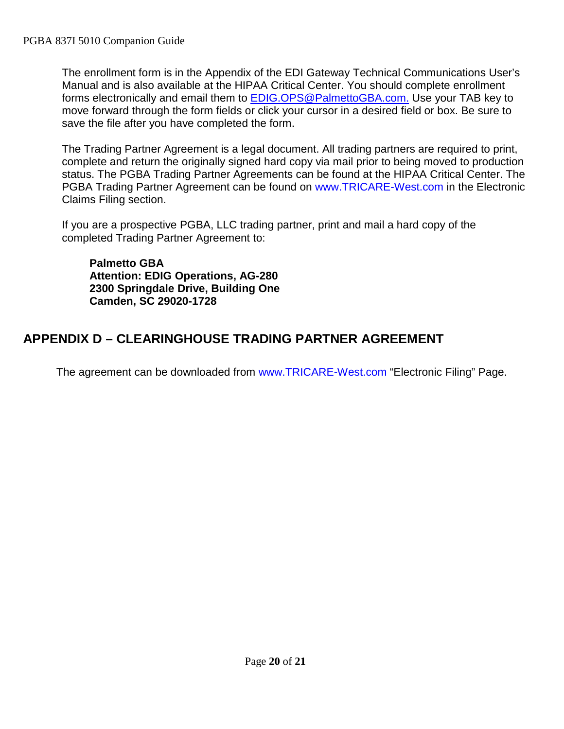The enrollment form is in the Appendix of the EDI Gateway Technical Communications User's Manual and is also available at the HIPAA Critical Center. You should complete enrollment forms electronically and email them to EDIG.OPS@PalmettoGBA.com. Use your TAB key to move forward through the form fields or click your cursor in a desired field or box. Be sure to save the file after you have completed the form.

The Trading Partner Agreement is a legal document. All trading partners are required to print, complete and return the originally signed hard copy via mail prior to being moved to production status. The PGBA Trading Partner Agreements can be found at the HIPAA Critical Center. The PGBA Trading Partner Agreement can be found on www.TRICARE-West.com in the Electronic Claims Filing section.

If you are a prospective PGBA, LLC trading partner, print and mail a hard copy of the completed Trading Partner Agreement to:

**Palmetto GBA**
**Attention: EDIG Operations, AG-280**
**2300 Springdale Drive, Building One**
**Camden, SC 29020-1728**

## APPENDIX D – CLEARINGHOUSE TRADING PARTNER AGREEMENT

The agreement can be downloaded from www.TRICARE-West.com "Electronic Filing" Page.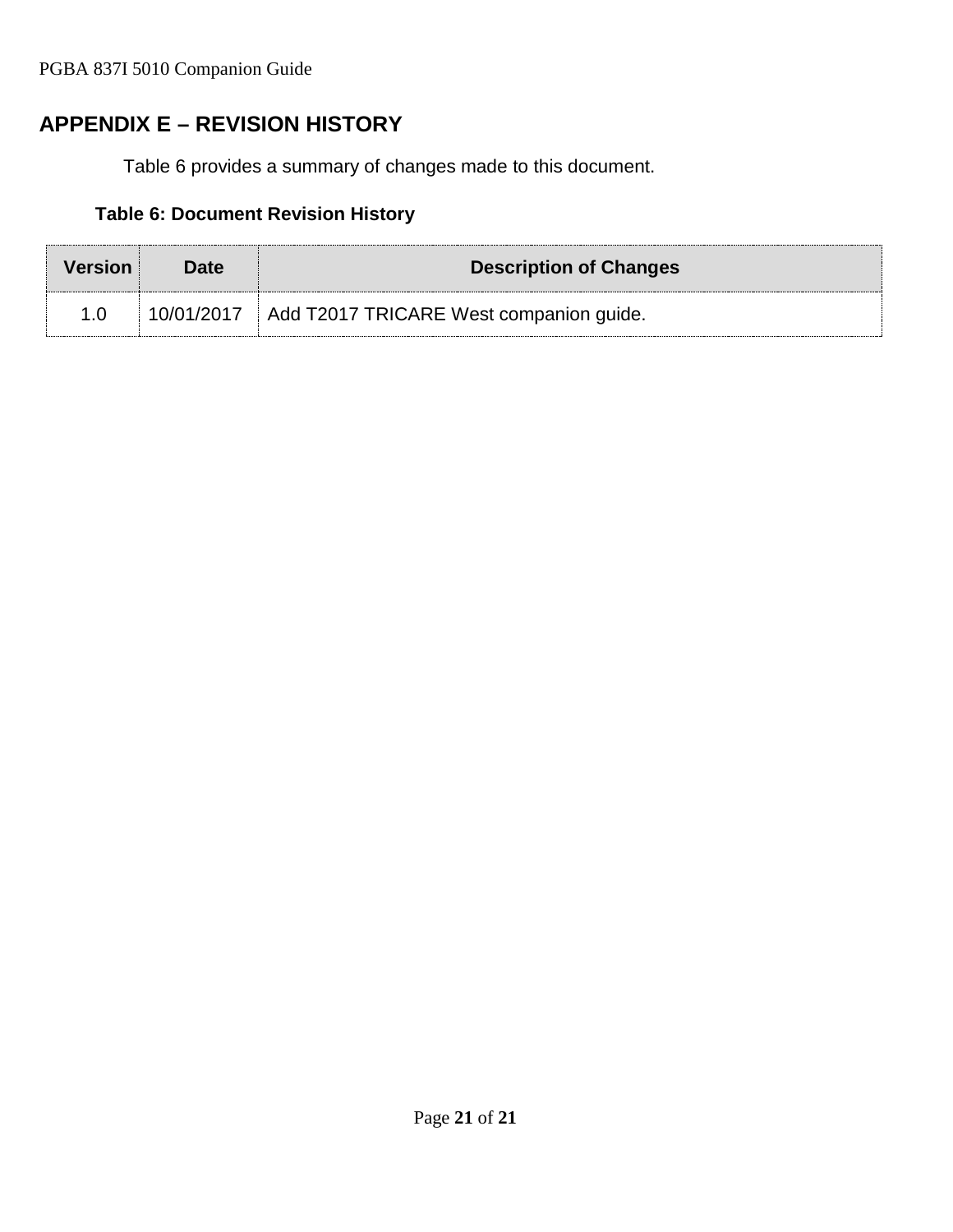## APPENDIX E – REVISION HISTORY

Table 6 provides a summary of changes made to this document.

**Table 6: Document Revision History**

| Version | Date | Description of Changes |
|---|---|---|
| 1.0 | 10/01/2017 | Add T2017 TRICARE West companion guide. |